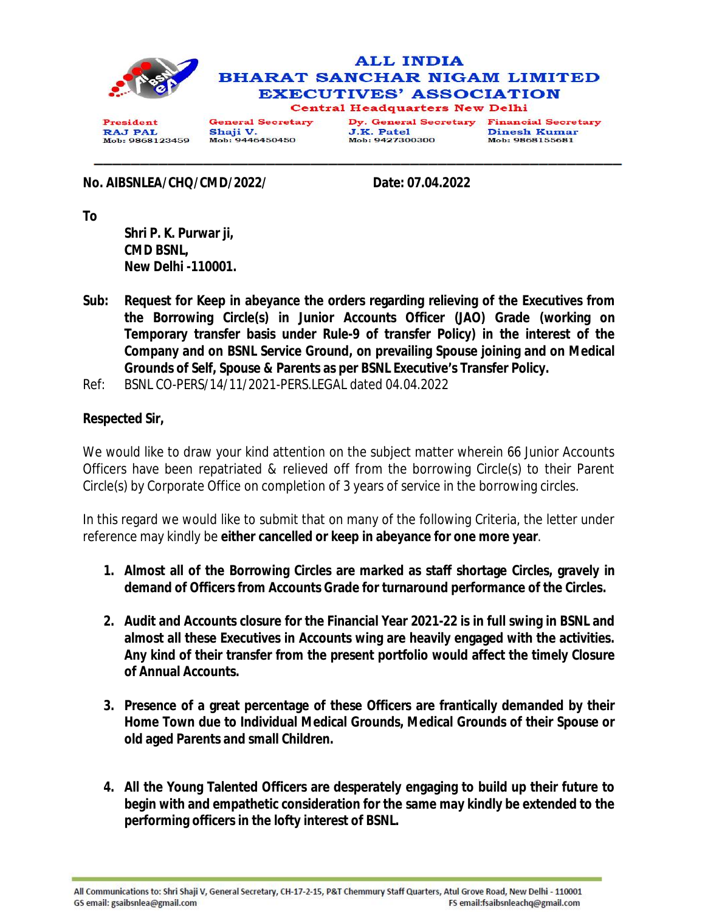# ALL INDIA BHARAT SANCHAR NIGAM LIMITED EXECUTIVES' ASSOCIATION

Central Headquarters New Delhi

| President | General Secretary | Dy. General Secretary | Financial Secretary |
|---|---|---|---|
| RAJ PAL | Shaji V. | J.K. Patel | Dinesh Kumar |
| Mob: 9868123459 | Mob: 9446450450 | Mob: 9427300300 | Mob: 9868155681 |

**No. AIBSNLEA/CHQ/CMD/2022/** **Date: 07.04.2022**

**To**

**Shri P. K. Purwar ji,**
**CMD BSNL,**
**New Delhi -110001.**

**Sub: Request for Keep in abeyance the orders regarding relieving of the Executives from the Borrowing Circle(s) in Junior Accounts Officer (JAO) Grade (working on Temporary transfer basis under Rule-9 of transfer Policy) in the interest of the Company and on BSNL Service Ground, on prevailing Spouse joining and on Medical Grounds of Self, Spouse & Parents as per BSNL Executive's Transfer Policy.**

Ref: BSNL CO-PERS/14/11/2021-PERS.LEGAL dated 04.04.2022

**Respected Sir,**

We would like to draw your kind attention on the subject matter wherein 66 Junior Accounts Officers have been repatriated & relieved off from the borrowing Circle(s) to their Parent Circle(s) by Corporate Office on completion of 3 years of service in the borrowing circles.

In this regard we would like to submit that on many of the following Criteria, the letter under reference may kindly be **either cancelled or keep in abeyance for one more year**.

1. **Almost all of the Borrowing Circles are marked as staff shortage Circles, gravely in demand of Officers from Accounts Grade for turnaround performance of the Circles.**

2. **Audit and Accounts closure for the Financial Year 2021-22 is in full swing in BSNL and almost all these Executives in Accounts wing are heavily engaged with the activities. Any kind of their transfer from the present portfolio would affect the timely Closure of Annual Accounts.**

3. **Presence of a great percentage of these Officers are frantically demanded by their Home Town due to Individual Medical Grounds, Medical Grounds of their Spouse or old aged Parents and small Children.**

4. **All the Young Talented Officers are desperately engaging to build up their future to begin with and empathetic consideration for the same may kindly be extended to the performing officers in the lofty interest of BSNL.**

All Communications to: Shri Shaji V, General Secretary, CH-17-2-15, P&T Chemmury Staff Quarters, Atul Grove Road, New Delhi - 110001
GS email: gsaibsnlea@gmail.com FS email:fsaibsnleachq@gmail.com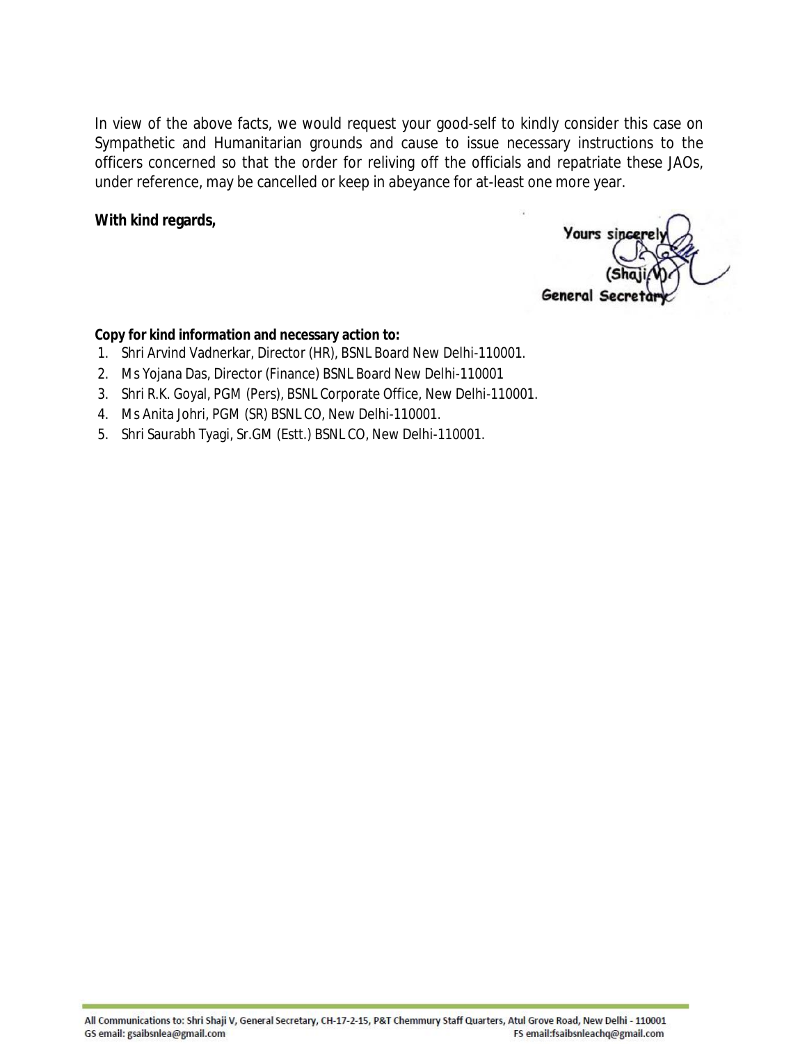In view of the above facts, we would request your good-self to kindly consider this case on Sympathetic and Humanitarian grounds and cause to issue necessary instructions to the officers concerned so that the order for reliving off the officials and repatriate these JAOs, under reference, may be cancelled or keep in abeyance for at-least one more year.

**With kind regards,**

Yours sincerely

(Shaji V)

General Secretary

**Copy for kind information and necessary action to:**

1. Shri Arvind Vadnerkar, Director (HR), BSNL Board New Delhi-110001.
2. Ms Yojana Das, Director (Finance) BSNL Board New Delhi-110001
3. Shri R.K. Goyal, PGM (Pers), BSNL Corporate Office, New Delhi-110001.
4. Ms Anita Johri, PGM (SR) BSNL CO, New Delhi-110001.
5. Shri Saurabh Tyagi, Sr.GM (Estt.) BSNL CO, New Delhi-110001.

All Communications to: Shri Shaji V, General Secretary, CH-17-2-15, P&T Chemmury Staff Quarters, Atul Grove Road, New Delhi - 110001
GS email: gsaibsnlea@gmail.com FS email:fsaibsnleachq@gmail.com